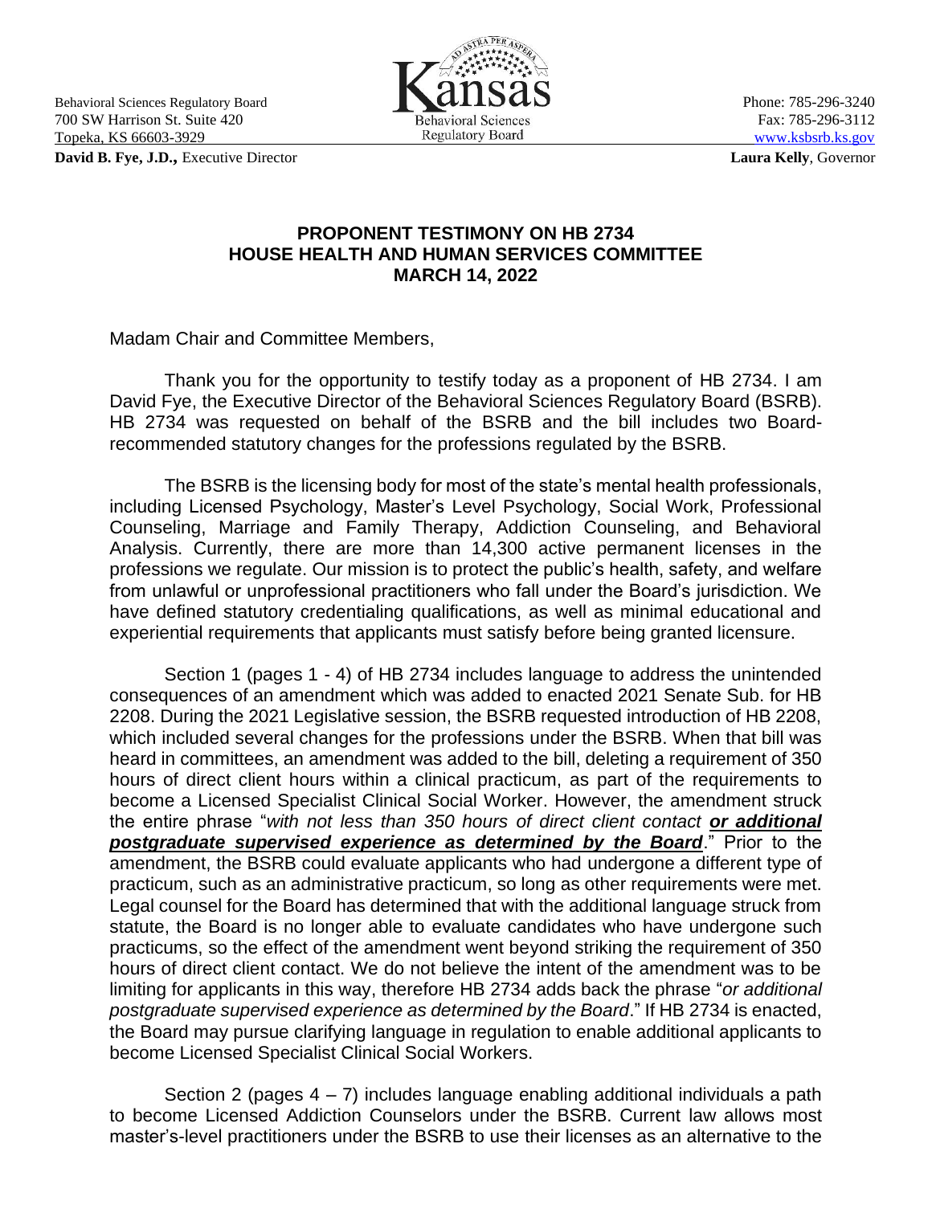Behavioral Sciences Regulatory Board
700 SW Harrison St. Suite 420
Topeka, KS 66603-3929

**David B. Fye, J.D.,** Executive Director

Phone: 785-296-3240
Fax: 785-296-3112
www.ksbsrb.ks.gov

**Laura Kelly**, Governor

**PROPONENT TESTIMONY ON HB 2734**
**HOUSE HEALTH AND HUMAN SERVICES COMMITTEE**
**MARCH 14, 2022**

Madam Chair and Committee Members,

Thank you for the opportunity to testify today as a proponent of HB 2734. I am David Fye, the Executive Director of the Behavioral Sciences Regulatory Board (BSRB). HB 2734 was requested on behalf of the BSRB and the bill includes two Board-recommended statutory changes for the professions regulated by the BSRB.

The BSRB is the licensing body for most of the state's mental health professionals, including Licensed Psychology, Master's Level Psychology, Social Work, Professional Counseling, Marriage and Family Therapy, Addiction Counseling, and Behavioral Analysis. Currently, there are more than 14,300 active permanent licenses in the professions we regulate. Our mission is to protect the public's health, safety, and welfare from unlawful or unprofessional practitioners who fall under the Board's jurisdiction. We have defined statutory credentialing qualifications, as well as minimal educational and experiential requirements that applicants must satisfy before being granted licensure.

Section 1 (pages 1 - 4) of HB 2734 includes language to address the unintended consequences of an amendment which was added to enacted 2021 Senate Sub. for HB 2208. During the 2021 Legislative session, the BSRB requested introduction of HB 2208, which included several changes for the professions under the BSRB. When that bill was heard in committees, an amendment was added to the bill, deleting a requirement of 350 hours of direct client hours within a clinical practicum, as part of the requirements to become a Licensed Specialist Clinical Social Worker. However, the amendment struck the entire phrase "*with not less than 350 hours of direct client contact* ***or additional postgraduate supervised experience as determined by the Board***." Prior to the amendment, the BSRB could evaluate applicants who had undergone a different type of practicum, such as an administrative practicum, so long as other requirements were met. Legal counsel for the Board has determined that with the additional language struck from statute, the Board is no longer able to evaluate candidates who have undergone such practicums, so the effect of the amendment went beyond striking the requirement of 350 hours of direct client contact. We do not believe the intent of the amendment was to be limiting for applicants in this way, therefore HB 2734 adds back the phrase "*or additional postgraduate supervised experience as determined by the Board*." If HB 2734 is enacted, the Board may pursue clarifying language in regulation to enable additional applicants to become Licensed Specialist Clinical Social Workers.

Section 2 (pages 4 – 7) includes language enabling additional individuals a path to become Licensed Addiction Counselors under the BSRB. Current law allows most master's-level practitioners under the BSRB to use their licenses as an alternative to the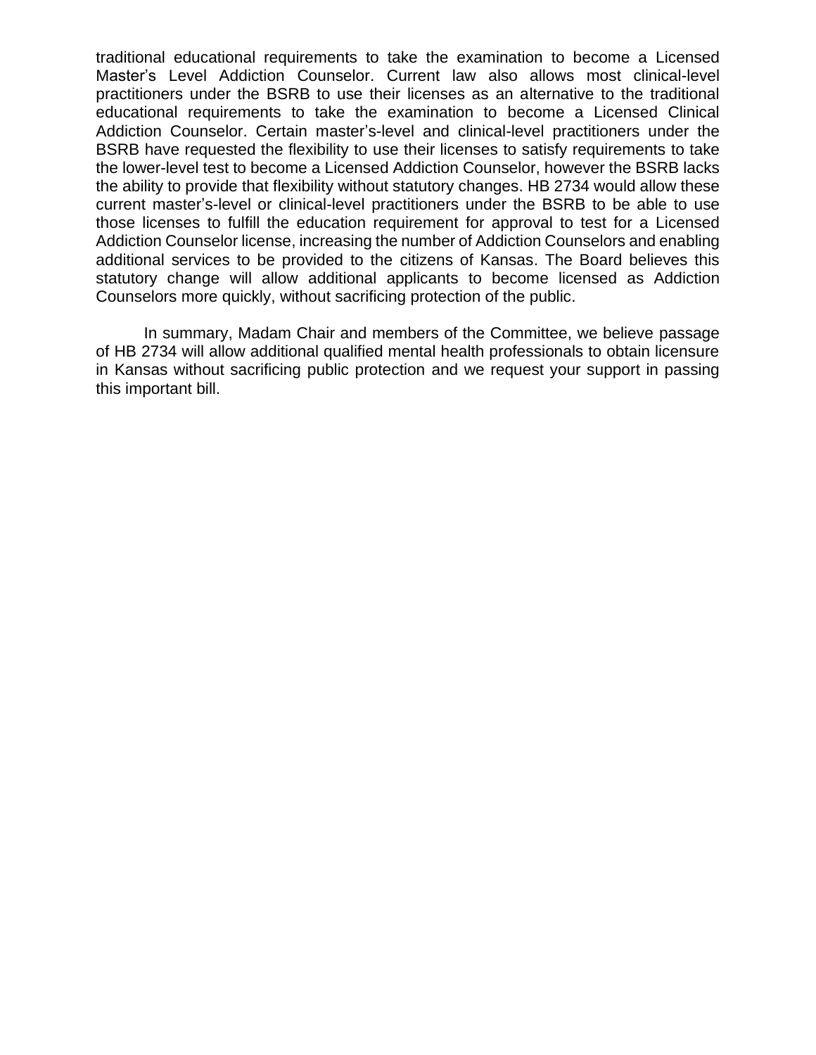traditional educational requirements to take the examination to become a Licensed Master's Level Addiction Counselor. Current law also allows most clinical-level practitioners under the BSRB to use their licenses as an alternative to the traditional educational requirements to take the examination to become a Licensed Clinical Addiction Counselor. Certain master's-level and clinical-level practitioners under the BSRB have requested the flexibility to use their licenses to satisfy requirements to take the lower-level test to become a Licensed Addiction Counselor, however the BSRB lacks the ability to provide that flexibility without statutory changes. HB 2734 would allow these current master's-level or clinical-level practitioners under the BSRB to be able to use those licenses to fulfill the education requirement for approval to test for a Licensed Addiction Counselor license, increasing the number of Addiction Counselors and enabling additional services to be provided to the citizens of Kansas. The Board believes this statutory change will allow additional applicants to become licensed as Addiction Counselors more quickly, without sacrificing protection of the public.

In summary, Madam Chair and members of the Committee, we believe passage of HB 2734 will allow additional qualified mental health professionals to obtain licensure in Kansas without sacrificing public protection and we request your support in passing this important bill.